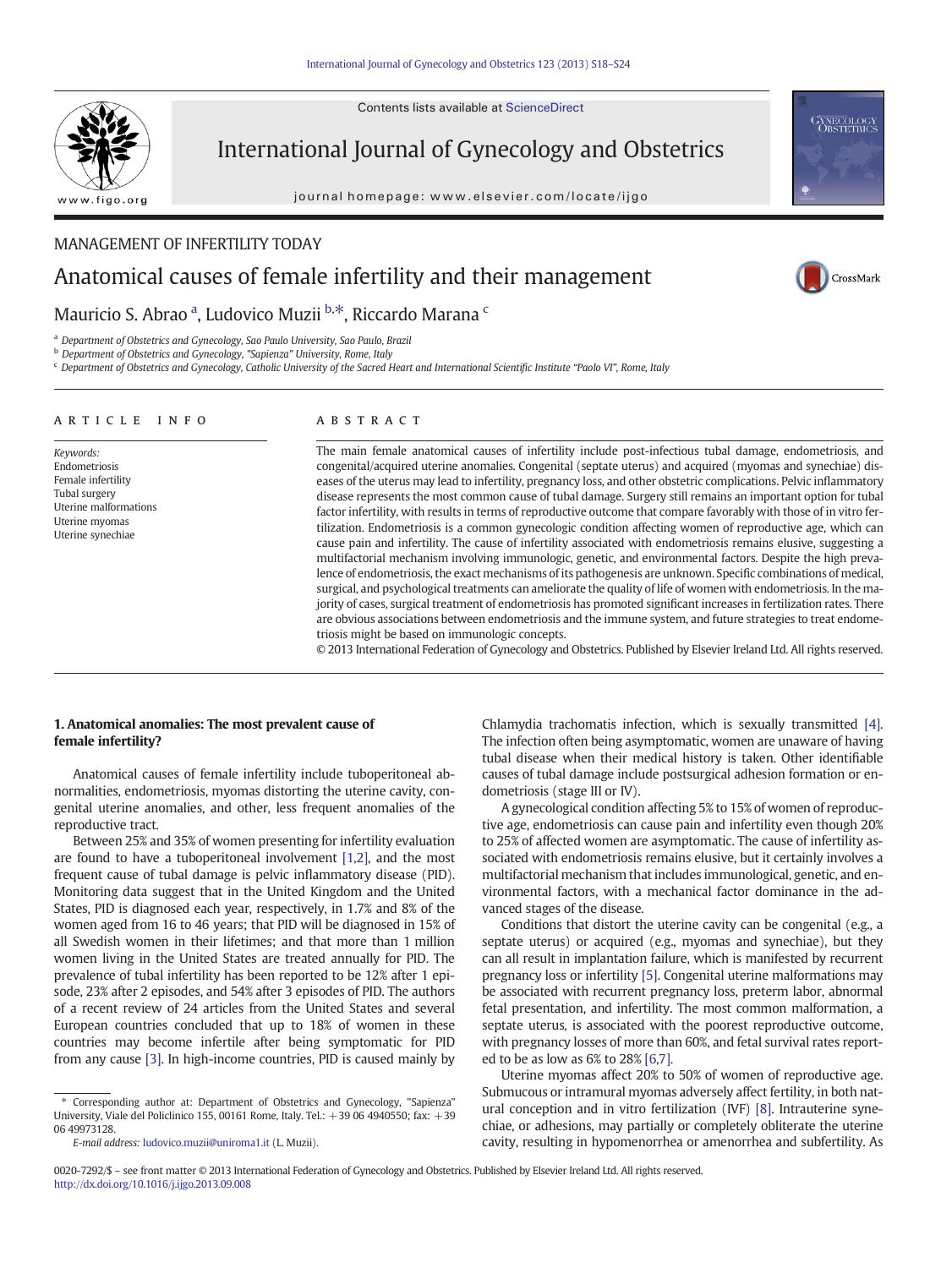MANAGEMENT OF INFERTILITY TODAY

# Anatomical causes of female infertility and their management

Mauricio S. Abrao [a], Ludovico Muzii [b,*], Riccardo Marana [c]

[a] Department of Obstetrics and Gynecology, Sao Paulo University, Sao Paulo, Brazil
[b] Department of Obstetrics and Gynecology, "Sapienza" University, Rome, Italy
[c] Department of Obstetrics and Gynecology, Catholic University of the Sacred Heart and International Scientific Institute "Paolo VI", Rome, Italy

**ARTICLE INFO**

*Keywords:*
Endometriosis
Female infertility
Tubal surgery
Uterine malformations
Uterine myomas
Uterine synechiae

**ABSTRACT**

The main female anatomical causes of infertility include post-infectious tubal damage, endometriosis, and congenital/acquired uterine anomalies. Congenital (septate uterus) and acquired (myomas and synechiae) diseases of the uterus may lead to infertility, pregnancy loss, and other obstetric complications. Pelvic inflammatory disease represents the most common cause of tubal damage. Surgery still remains an important option for tubal factor infertility, with results in terms of reproductive outcome that compare favorably with those of in vitro fertilization. Endometriosis is a common gynecologic condition affecting women of reproductive age, which can cause pain and infertility. The cause of infertility associated with endometriosis remains elusive, suggesting a multifactorial mechanism involving immunologic, genetic, and environmental factors. Despite the high prevalence of endometriosis, the exact mechanisms of its pathogenesis are unknown. Specific combinations of medical, surgical, and psychological treatments can ameliorate the quality of life of women with endometriosis. In the majority of cases, surgical treatment of endometriosis has promoted significant increases in fertilization rates. There are obvious associations between endometriosis and the immune system, and future strategies to treat endometriosis might be based on immunologic concepts.

© 2013 International Federation of Gynecology and Obstetrics. Published by Elsevier Ireland Ltd. All rights reserved.

## 1. Anatomical anomalies: The most prevalent cause of female infertility?

Anatomical causes of female infertility include tuboperitoneal abnormalities, endometriosis, myomas distorting the uterine cavity, congenital uterine anomalies, and other, less frequent anomalies of the reproductive tract.

Between 25% and 35% of women presenting for infertility evaluation are found to have a tuboperitoneal involvement [1,2], and the most frequent cause of tubal damage is pelvic inflammatory disease (PID). Monitoring data suggest that in the United Kingdom and the United States, PID is diagnosed each year, respectively, in 1.7% and 8% of the women aged from 16 to 46 years; that PID will be diagnosed in 15% of all Swedish women in their lifetimes; and that more than 1 million women living in the United States are treated annually for PID. The prevalence of tubal infertility has been reported to be 12% after 1 episode, 23% after 2 episodes, and 54% after 3 episodes of PID. The authors of a recent review of 24 articles from the United States and several European countries concluded that up to 18% of women in these countries may become infertile after being symptomatic for PID from any cause [3]. In high-income countries, PID is caused mainly by Chlamydia trachomatis infection, which is sexually transmitted [4]. The infection often being asymptomatic, women are unaware of having tubal disease when their medical history is taken. Other identifiable causes of tubal damage include postsurgical adhesion formation or endometriosis (stage III or IV).

A gynecological condition affecting 5% to 15% of women of reproductive age, endometriosis can cause pain and infertility even though 20% to 25% of affected women are asymptomatic. The cause of infertility associated with endometriosis remains elusive, but it certainly involves a multifactorial mechanism that includes immunological, genetic, and environmental factors, with a mechanical factor dominance in the advanced stages of the disease.

Conditions that distort the uterine cavity can be congenital (e.g., a septate uterus) or acquired (e.g., myomas and synechiae), but they can all result in implantation failure, which is manifested by recurrent pregnancy loss or infertility [5]. Congenital uterine malformations may be associated with recurrent pregnancy loss, preterm labor, abnormal fetal presentation, and infertility. The most common malformation, a septate uterus, is associated with the poorest reproductive outcome, with pregnancy losses of more than 60%, and fetal survival rates reported to be as low as 6% to 28% [6,7].

Uterine myomas affect 20% to 50% of women of reproductive age. Submucous or intramural myomas adversely affect fertility, in both natural conception and in vitro fertilization (IVF) [8]. Intrauterine synechiae, or adhesions, may partially or completely obliterate the uterine cavity, resulting in hypomenorrhea or amenorrhea and subfertility. As

\* Corresponding author at: Department of Obstetrics and Gynecology, "Sapienza" University, Viale del Policlinico 155, 00161 Rome, Italy. Tel.: +39 06 4940550; fax: +39 06 49973128.

*E-mail address:* ludovico.muzii@uniroma1.it (L. Muzii).

0020-7292/$ – see front matter © 2013 International Federation of Gynecology and Obstetrics. Published by Elsevier Ireland Ltd. All rights reserved.
http://dx.doi.org/10.1016/j.ijgo.2013.09.008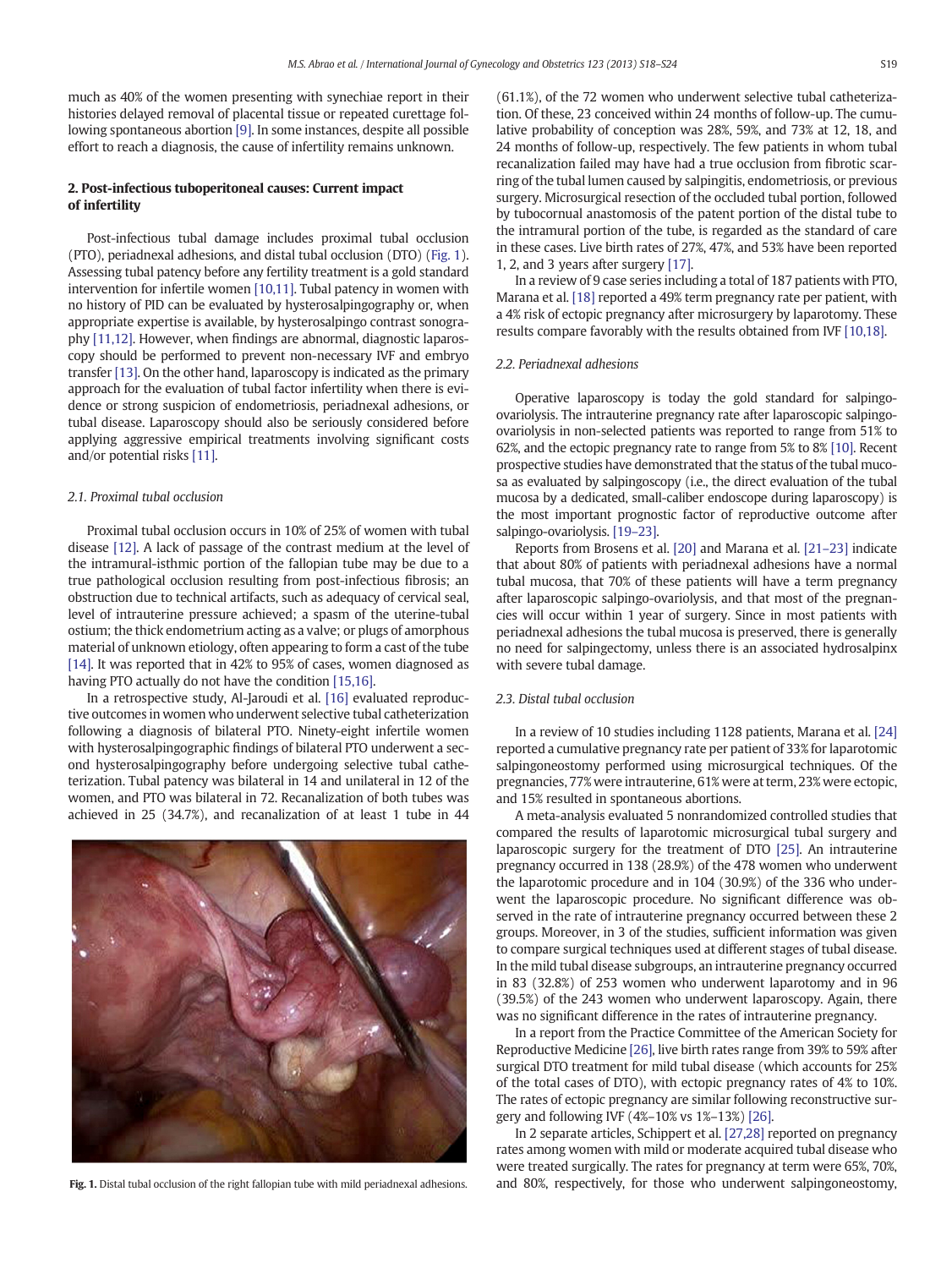much as 40% of the women presenting with synechiae report in their histories delayed removal of placental tissue or repeated curettage following spontaneous abortion [9]. In some instances, despite all possible effort to reach a diagnosis, the cause of infertility remains unknown.

## 2. Post-infectious tuboperitoneal causes: Current impact of infertility

Post-infectious tubal damage includes proximal tubal occlusion (PTO), periadnexal adhesions, and distal tubal occlusion (DTO) (Fig. 1). Assessing tubal patency before any fertility treatment is a gold standard intervention for infertile women [10,11]. Tubal patency in women with no history of PID can be evaluated by hysterosalpingography or, when appropriate expertise is available, by hysterosalpingo contrast sonography [11,12]. However, when findings are abnormal, diagnostic laparoscopy should be performed to prevent non-necessary IVF and embryo transfer [13]. On the other hand, laparoscopy is indicated as the primary approach for the evaluation of tubal factor infertility when there is evidence or strong suspicion of endometriosis, periadnexal adhesions, or tubal disease. Laparoscopy should also be seriously considered before applying aggressive empirical treatments involving significant costs and/or potential risks [11].

### 2.1. Proximal tubal occlusion

Proximal tubal occlusion occurs in 10% of 25% of women with tubal disease [12]. A lack of passage of the contrast medium at the level of the intramural-isthmic portion of the fallopian tube may be due to a true pathological occlusion resulting from post-infectious fibrosis; an obstruction due to technical artifacts, such as adequacy of cervical seal, level of intrauterine pressure achieved; a spasm of the uterine-tubal ostium; the thick endometrium acting as a valve; or plugs of amorphous material of unknown etiology, often appearing to form a cast of the tube [14]. It was reported that in 42% to 95% of cases, women diagnosed as having PTO actually do not have the condition [15,16].

In a retrospective study, Al-Jaroudi et al. [16] evaluated reproductive outcomes in women who underwent selective tubal catheterization following a diagnosis of bilateral PTO. Ninety-eight infertile women with hysterosalpingographic findings of bilateral PTO underwent a second hysterosalpingography before undergoing selective tubal catheterization. Tubal patency was bilateral in 14 and unilateral in 12 of the women, and PTO was bilateral in 72. Recanalization of both tubes was achieved in 25 (34.7%), and recanalization of at least 1 tube in 44 (61.1%), of the 72 women who underwent selective tubal catheterization. Of these, 23 conceived within 24 months of follow-up. The cumulative probability of conception was 28%, 59%, and 73% at 12, 18, and 24 months of follow-up, respectively. The few patients in whom tubal recanalization failed may have had a true occlusion from fibrotic scarring of the tubal lumen caused by salpingitis, endometriosis, or previous surgery. Microsurgical resection of the occluded tubal portion, followed by tubocornual anastomosis of the patent portion of the distal tube to the intramural portion of the tube, is regarded as the standard of care in these cases. Live birth rates of 27%, 47%, and 53% have been reported 1, 2, and 3 years after surgery [17].

In a review of 9 case series including a total of 187 patients with PTO, Marana et al. [18] reported a 49% term pregnancy rate per patient, with a 4% risk of ectopic pregnancy after microsurgery by laparotomy. These results compare favorably with the results obtained from IVF [10,18].

Fig. 1. Distal tubal occlusion of the right fallopian tube with mild periadnexal adhesions.

### 2.2. Periadnexal adhesions

Operative laparoscopy is today the gold standard for salpingo-ovariolysis. The intrauterine pregnancy rate after laparoscopic salpingo-ovariolysis in non-selected patients was reported to range from 51% to 62%, and the ectopic pregnancy rate to range from 5% to 8% [10]. Recent prospective studies have demonstrated that the status of the tubal mucosa as evaluated by salpingoscopy (i.e., the direct evaluation of the tubal mucosa by a dedicated, small-caliber endoscope during laparoscopy) is the most important prognostic factor of reproductive outcome after salpingo-ovariolysis [19–23].

Reports from Brosens et al. [20] and Marana et al. [21–23] indicate that about 80% of patients with periadnexal adhesions have a normal tubal mucosa, that 70% of these patients will have a term pregnancy after laparoscopic salpingo-ovariolysis, and that most of the pregnancies will occur within 1 year of surgery. Since in most patients with periadnexal adhesions the tubal mucosa is preserved, there is generally no need for salpingectomy, unless there is an associated hydrosalpinx with severe tubal damage.

### 2.3. Distal tubal occlusion

In a review of 10 studies including 1128 patients, Marana et al. [24] reported a cumulative pregnancy rate per patient of 33% for laparotomic salpingoneostomy performed using microsurgical techniques. Of the pregnancies, 77% were intrauterine, 61% were at term, 23% were ectopic, and 15% resulted in spontaneous abortions.

A meta-analysis evaluated 5 nonrandomized controlled studies that compared the results of laparotomic microsurgical tubal surgery and laparoscopic surgery for the treatment of DTO [25]. An intrauterine pregnancy occurred in 138 (28.9%) of the 478 women who underwent the laparotomic procedure and in 104 (30.9%) of the 336 who underwent the laparoscopic procedure. No significant difference was observed in the rate of intrauterine pregnancy occurred between these 2 groups. Moreover, in 3 of the studies, sufficient information was given to compare surgical techniques used at different stages of tubal disease. In the mild tubal disease subgroups, an intrauterine pregnancy occurred in 83 (32.8%) of 253 women who underwent laparotomy and in 96 (39.5%) of the 243 women who underwent laparoscopy. Again, there was no significant difference in the rates of intrauterine pregnancy.

In a report from the Practice Committee of the American Society for Reproductive Medicine [26], live birth rates range from 39% to 59% after surgical DTO treatment for mild tubal disease (which accounts for 25% of the total cases of DTO), with ectopic pregnancy rates of 4% to 10%. The rates of ectopic pregnancy are similar following reconstructive surgery and following IVF (4%–10% vs 1%–13%) [26].

In 2 separate articles, Schippert et al. [27,28] reported on pregnancy rates among women with mild or moderate acquired tubal disease who were treated surgically. The rates for pregnancy at term were 65%, 70%, and 80%, respectively, for those who underwent salpingoneostomy,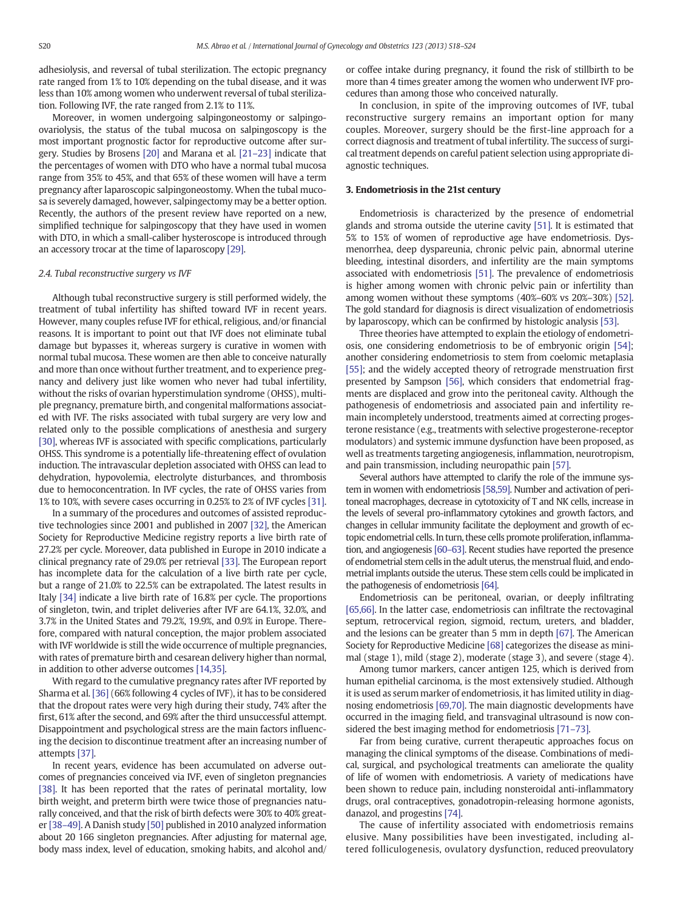adhesiolysis, and reversal of tubal sterilization. The ectopic pregnancy rate ranged from 1% to 10% depending on the tubal disease, and it was less than 10% among women who underwent reversal of tubal sterilization. Following IVF, the rate ranged from 2.1% to 11%.

Moreover, in women undergoing salpingoneostomy or salpingo-ovariolysis, the status of the tubal mucosa on salpingoscopy is the most important prognostic factor for reproductive outcome after surgery. Studies by Brosens [20] and Marana et al. [21–23] indicate that the percentages of women with DTO who have a normal tubal mucosa range from 35% to 45%, and that 65% of these women will have a term pregnancy after laparoscopic salpingoneostomy. When the tubal mucosa is severely damaged, however, salpingectomy may be a better option. Recently, the authors of the present review have reported on a new, simplified technique for salpingoscopy that they have used in women with DTO, in which a small-caliber hysteroscope is introduced through an accessory trocar at the time of laparoscopy [29].

### 2.4. Tubal reconstructive surgery vs IVF

Although tubal reconstructive surgery is still performed widely, the treatment of tubal infertility has shifted toward IVF in recent years. However, many couples refuse IVF for ethical, religious, and/or financial reasons. It is important to point out that IVF does not eliminate tubal damage but bypasses it, whereas surgery is curative in women with normal tubal mucosa. These women are then able to conceive naturally and more than once without further treatment, and to experience pregnancy and delivery just like women who never had tubal infertility, without the risks of ovarian hyperstimulation syndrome (OHSS), multiple pregnancy, premature birth, and congenital malformations associated with IVF. The risks associated with tubal surgery are very low and related only to the possible complications of anesthesia and surgery [30], whereas IVF is associated with specific complications, particularly OHSS. This syndrome is a potentially life-threatening effect of ovulation induction. The intravascular depletion associated with OHSS can lead to dehydration, hypovolemia, electrolyte disturbances, and thrombosis due to hemoconcentration. In IVF cycles, the rate of OHSS varies from 1% to 10%, with severe cases occurring in 0.25% to 2% of IVF cycles [31].

In a summary of the procedures and outcomes of assisted reproductive technologies since 2001 and published in 2007 [32], the American Society for Reproductive Medicine registry reports a live birth rate of 27.2% per cycle. Moreover, data published in Europe in 2010 indicate a clinical pregnancy rate of 29.0% per retrieval [33]. The European report has incomplete data for the calculation of a live birth rate per cycle, but a range of 21.0% to 22.5% can be extrapolated. The latest results in Italy [34] indicate a live birth rate of 16.8% per cycle. The proportions of singleton, twin, and triplet deliveries after IVF are 64.1%, 32.0%, and 3.7% in the United States and 79.2%, 19.9%, and 0.9% in Europe. Therefore, compared with natural conception, the major problem associated with IVF worldwide is still the wide occurrence of multiple pregnancies, with rates of premature birth and cesarean delivery higher than normal, in addition to other adverse outcomes [14,35].

With regard to the cumulative pregnancy rates after IVF reported by Sharma et al. [36] (66% following 4 cycles of IVF), it has to be considered that the dropout rates were very high during their study, 74% after the first, 61% after the second, and 69% after the third unsuccessful attempt. Disappointment and psychological stress are the main factors influencing the decision to discontinue treatment after an increasing number of attempts [37].

In recent years, evidence has been accumulated on adverse outcomes of pregnancies conceived via IVF, even of singleton pregnancies [38]. It has been reported that the rates of perinatal mortality, low birth weight, and preterm birth were twice those of pregnancies naturally conceived, and that the risk of birth defects were 30% to 40% greater [38–49]. A Danish study [50] published in 2010 analyzed information about 20 166 singleton pregnancies. After adjusting for maternal age, body mass index, level of education, smoking habits, and alcohol and/or coffee intake during pregnancy, it found the risk of stillbirth to be more than 4 times greater among the women who underwent IVF procedures than among those who conceived naturally.

In conclusion, in spite of the improving outcomes of IVF, tubal reconstructive surgery remains an important option for many couples. Moreover, surgery should be the first-line approach for a correct diagnosis and treatment of tubal infertility. The success of surgical treatment depends on careful patient selection using appropriate diagnostic techniques.

## 3. Endometriosis in the 21st century

Endometriosis is characterized by the presence of endometrial glands and stroma outside the uterine cavity [51]. It is estimated that 5% to 15% of women of reproductive age have endometriosis. Dysmenorrhea, deep dyspareunia, chronic pelvic pain, abnormal uterine bleeding, intestinal disorders, and infertility are the main symptoms associated with endometriosis [51]. The prevalence of endometriosis is higher among women with chronic pelvic pain or infertility than among women without these symptoms (40%–60% vs 20%–30%) [52]. The gold standard for diagnosis is direct visualization of endometriosis by laparoscopy, which can be confirmed by histologic analysis [53].

Three theories have attempted to explain the etiology of endometriosis, one considering endometriosis to be of embryonic origin [54]; another considering endometriosis to stem from coelomic metaplasia [55]; and the widely accepted theory of retrograde menstruation first presented by Sampson [56], which considers that endometrial fragments are displaced and grow into the peritoneal cavity. Although the pathogenesis of endometriosis and associated pain and infertility remain incompletely understood, treatments aimed at correcting progesterone resistance (e.g., treatments with selective progesterone-receptor modulators) and systemic immune dysfunction have been proposed, as well as treatments targeting angiogenesis, inflammation, neurotropism, and pain transmission, including neuropathic pain [57].

Several authors have attempted to clarify the role of the immune system in women with endometriosis [58,59]. Number and activation of peritoneal macrophages, decrease in cytotoxicity of T and NK cells, increase in the levels of several pro-inflammatory cytokines and growth factors, and changes in cellular immunity facilitate the deployment and growth of ectopic endometrial cells. In turn, these cells promote proliferation, inflammation, and angiogenesis [60–63]. Recent studies have reported the presence of endometrial stem cells in the adult uterus, the menstrual fluid, and endometrial implants outside the uterus. These stem cells could be implicated in the pathogenesis of endometriosis [64].

Endometriosis can be peritoneal, ovarian, or deeply infiltrating [65,66]. In the latter case, endometriosis can infiltrate the rectovaginal septum, retrocervical region, sigmoid, rectum, ureters, and bladder, and the lesions can be greater than 5 mm in depth [67]. The American Society for Reproductive Medicine [68] categorizes the disease as minimal (stage 1), mild (stage 2), moderate (stage 3), and severe (stage 4).

Among tumor markers, cancer antigen 125, which is derived from human epithelial carcinoma, is the most extensively studied. Although it is used as serum marker of endometriosis, it has limited utility in diagnosing endometriosis [69,70]. The main diagnostic developments have occurred in the imaging field, and transvaginal ultrasound is now considered the best imaging method for endometriosis [71–73].

Far from being curative, current therapeutic approaches focus on managing the clinical symptoms of the disease. Combinations of medical, surgical, and psychological treatments can ameliorate the quality of life of women with endometriosis. A variety of medications have been shown to reduce pain, including nonsteroidal anti-inflammatory drugs, oral contraceptives, gonadotropin-releasing hormone agonists, danazol, and progestins [74].

The cause of infertility associated with endometriosis remains elusive. Many possibilities have been investigated, including altered folliculogenesis, ovulatory dysfunction, reduced preovulatory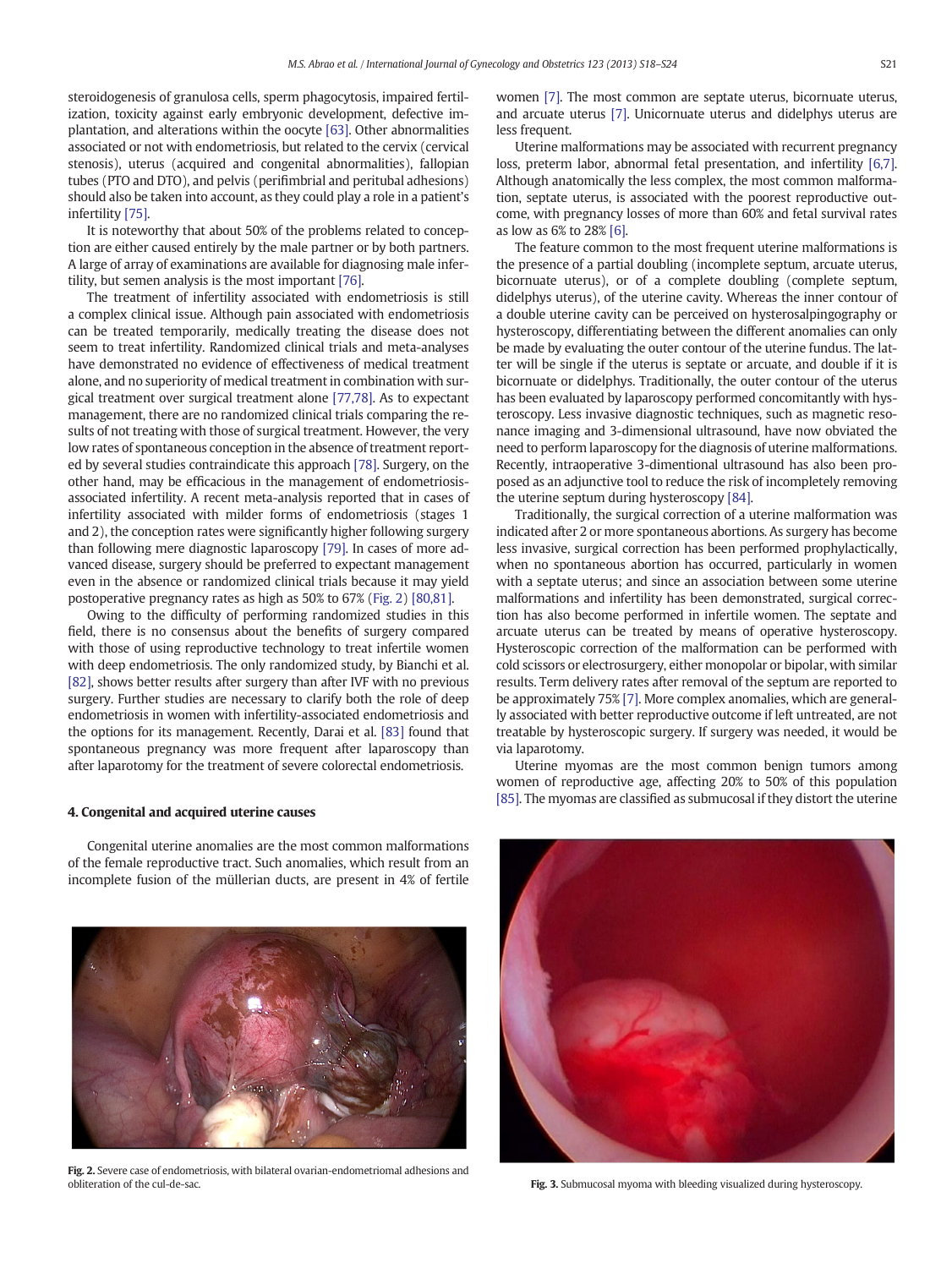steroidogenesis of granulosa cells, sperm phagocytosis, impaired fertilization, toxicity against early embryonic development, defective implantation, and alterations within the oocyte [63]. Other abnormalities associated or not with endometriosis, but related to the cervix (cervical stenosis), uterus (acquired and congenital abnormalities), fallopian tubes (PTO and DTO), and pelvis (perifimbrial and peritubal adhesions) should also be taken into account, as they could play a role in a patient's infertility [75].

It is noteworthy that about 50% of the problems related to conception are either caused entirely by the male partner or by both partners. A large of array of examinations are available for diagnosing male infertility, but semen analysis is the most important [76].

The treatment of infertility associated with endometriosis is still a complex clinical issue. Although pain associated with endometriosis can be treated temporarily, medically treating the disease does not seem to treat infertility. Randomized clinical trials and meta-analyses have demonstrated no evidence of effectiveness of medical treatment alone, and no superiority of medical treatment in combination with surgical treatment over surgical treatment alone [77,78]. As to expectant management, there are no randomized clinical trials comparing the results of not treating with those of surgical treatment. However, the very low rates of spontaneous conception in the absence of treatment reported by several studies contraindicate this approach [78]. Surgery, on the other hand, may be efficacious in the management of endometriosis-associated infertility. A recent meta-analysis reported that in cases of infertility associated with milder forms of endometriosis (stages 1 and 2), the conception rates were significantly higher following surgery than following mere diagnostic laparoscopy [79]. In cases of more advanced disease, surgery should be preferred to expectant management even in the absence or randomized clinical trials because it may yield postoperative pregnancy rates as high as 50% to 67% (Fig. 2) [80,81].

Owing to the difficulty of performing randomized studies in this field, there is no consensus about the benefits of surgery compared with those of using reproductive technology to treat infertile women with deep endometriosis. The only randomized study, by Bianchi et al. [82], shows better results after surgery than after IVF with no previous surgery. Further studies are necessary to clarify both the role of deep endometriosis in women with infertility-associated endometriosis and the options for its management. Recently, Darai et al. [83] found that spontaneous pregnancy was more frequent after laparoscopy than after laparotomy for the treatment of severe colorectal endometriosis.

## 4. Congenital and acquired uterine causes

Congenital uterine anomalies are the most common malformations of the female reproductive tract. Such anomalies, which result from an incomplete fusion of the müllerian ducts, are present in 4% of fertile women [7]. The most common are septate uterus, bicornuate uterus, and arcuate uterus [7]. Unicornuate uterus and didelphys uterus are less frequent.

Uterine malformations may be associated with recurrent pregnancy loss, preterm labor, abnormal fetal presentation, and infertility [6,7]. Although anatomically the less complex, the most common malformation, septate uterus, is associated with the poorest reproductive outcome, with pregnancy losses of more than 60% and fetal survival rates as low as 6% to 28% [6].

The feature common to the most frequent uterine malformations is the presence of a partial doubling (incomplete septum, arcuate uterus, bicornuate uterus), or of a complete doubling (complete septum, didelphys uterus), of the uterine cavity. Whereas the inner contour of a double uterine cavity can be perceived on hysterosalpingography or hysteroscopy, differentiating between the different anomalies can only be made by evaluating the outer contour of the uterine fundus. The latter will be single if the uterus is septate or arcuate, and double if it is bicornuate or didelphys. Traditionally, the outer contour of the uterus has been evaluated by laparoscopy performed concomitantly with hysteroscopy. Less invasive diagnostic techniques, such as magnetic resonance imaging and 3-dimensional ultrasound, have now obviated the need to perform laparoscopy for the diagnosis of uterine malformations. Recently, intraoperative 3-dimentional ultrasound has also been proposed as an adjunctive tool to reduce the risk of incompletely removing the uterine septum during hysteroscopy [84].

Traditionally, the surgical correction of a uterine malformation was indicated after 2 or more spontaneous abortions. As surgery has become less invasive, surgical correction has been performed prophylactically, when no spontaneous abortion has occurred, particularly in women with a septate uterus; and since an association between some uterine malformations and infertility has been demonstrated, surgical correction has also become performed in infertile women. The septate and arcuate uterus can be treated by means of operative hysteroscopy. Hysteroscopic correction of the malformation can be performed with cold scissors or electrosurgery, either monopolar or bipolar, with similar results. Term delivery rates after removal of the septum are reported to be approximately 75% [7]. More complex anomalies, which are generally associated with better reproductive outcome if left untreated, are not treatable by hysteroscopic surgery. If surgery was needed, it would be via laparotomy.

Uterine myomas are the most common benign tumors among women of reproductive age, affecting 20% to 50% of this population [85]. The myomas are classified as submucosal if they distort the uterine

**Fig. 2.** Severe case of endometriosis, with bilateral ovarian-endometriomal adhesions and obliteration of the cul-de-sac.

**Fig. 3.** Submucosal myoma with bleeding visualized during hysteroscopy.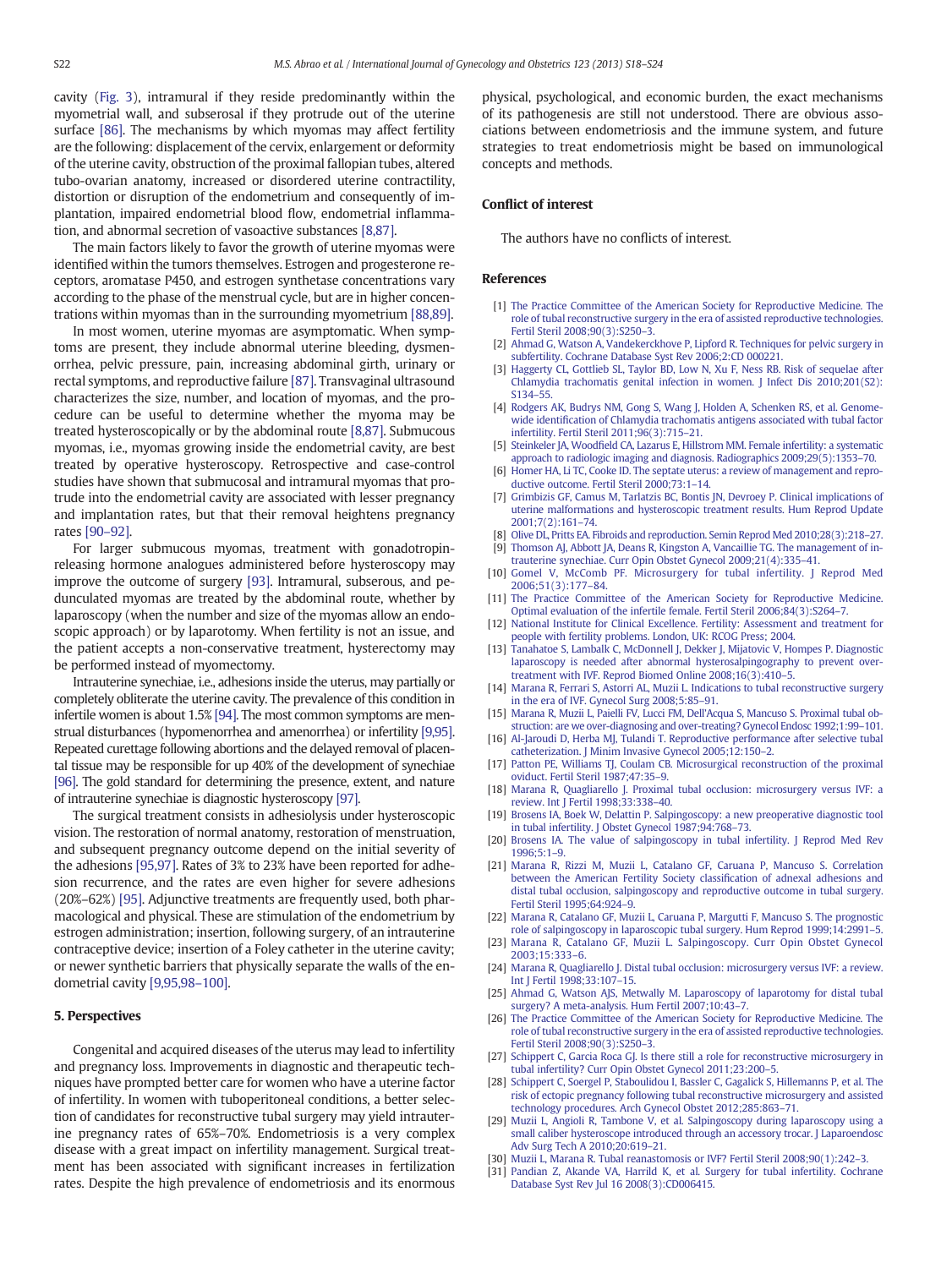cavity (Fig. 3), intramural if they reside predominantly within the myometrial wall, and subserosal if they protrude out of the uterine surface [86]. The mechanisms by which myomas may affect fertility are the following: displacement of the cervix, enlargement or deformity of the uterine cavity, obstruction of the proximal fallopian tubes, altered tubo-ovarian anatomy, increased or disordered uterine contractility, distortion or disruption of the endometrium and consequently of implantation, impaired endometrial blood flow, endometrial inflammation, and abnormal secretion of vasoactive substances [8,87].

The main factors likely to favor the growth of uterine myomas were identified within the tumors themselves. Estrogen and progesterone receptors, aromatase P450, and estrogen synthetase concentrations vary according to the phase of the menstrual cycle, but are in higher concentrations within myomas than in the surrounding myometrium [88,89].

In most women, uterine myomas are asymptomatic. When symptoms are present, they include abnormal uterine bleeding, dysmenorrhea, pelvic pressure, pain, increasing abdominal girth, urinary or rectal symptoms, and reproductive failure [87]. Transvaginal ultrasound characterizes the size, number, and location of myomas, and the procedure can be useful to determine whether the myoma may be treated hysteroscopically or by the abdominal route [8,87]. Submucous myomas, i.e., myomas growing inside the endometrial cavity, are best treated by operative hysteroscopy. Retrospective and case-control studies have shown that submucosal and intramural myomas that protrude into the endometrial cavity are associated with lesser pregnancy and implantation rates, but that their removal heightens pregnancy rates [90–92].

For larger submucous myomas, treatment with gonadotropin-releasing hormone analogues administered before hysteroscopy may improve the outcome of surgery [93]. Intramural, subserous, and pedunculated myomas are treated by the abdominal route, whether by laparoscopy (when the number and size of the myomas allow an endoscopic approach) or by laparotomy. When fertility is not an issue, and the patient accepts a non-conservative treatment, hysterectomy may be performed instead of myomectomy.

Intrauterine synechiae, i.e., adhesions inside the uterus, may partially or completely obliterate the uterine cavity. The prevalence of this condition in infertile women is about 1.5% [94]. The most common symptoms are menstrual disturbances (hypomenorrhea and amenorrhea) or infertility [9,95]. Repeated curettage following abortions and the delayed removal of placental tissue may be responsible for up 40% of the development of synechiae [96]. The gold standard for determining the presence, extent, and nature of intrauterine synechiae is diagnostic hysteroscopy [97].

The surgical treatment consists in adhesiolysis under hysteroscopic vision. The restoration of normal anatomy, restoration of menstruation, and subsequent pregnancy outcome depend on the initial severity of the adhesions [95,97]. Rates of 3% to 23% have been reported for adhesion recurrence, and the rates are even higher for severe adhesions (20%–62%) [95]. Adjunctive treatments are frequently used, both pharmacological and physical. These are stimulation of the endometrium by estrogen administration; insertion, following surgery, of an intrauterine contraceptive device; insertion of a Foley catheter in the uterine cavity; or newer synthetic barriers that physically separate the walls of the endometrial cavity [9,95,98–100].

## 5. Perspectives

Congenital and acquired diseases of the uterus may lead to infertility and pregnancy loss. Improvements in diagnostic and therapeutic techniques have prompted better care for women who have a uterine factor of infertility. In women with tuboperitoneal conditions, a better selection of candidates for reconstructive tubal surgery may yield intrauterine pregnancy rates of 65%–70%. Endometriosis is a very complex disease with a great impact on infertility management. Surgical treatment has been associated with significant increases in fertilization rates. Despite the high prevalence of endometriosis and its enormous physical, psychological, and economic burden, the exact mechanisms of its pathogenesis are still not understood. There are obvious associations between endometriosis and the immune system, and future strategies to treat endometriosis might be based on immunological concepts and methods.

## Conflict of interest

The authors have no conflicts of interest.

## References

[1] The Practice Committee of the American Society for Reproductive Medicine. The role of tubal reconstructive surgery in the era of assisted reproductive technologies. Fertil Steril 2008;90(3):S250–3.
[2] Ahmad G, Watson A, Vandekerckhove P, Lipford R. Techniques for pelvic surgery in subfertility. Cochrane Database Syst Rev 2006;2:CD 000221.
[3] Haggerty CL, Gottlieb SL, Taylor BD, Low N, Xu F, Ness RB. Risk of sequelae after Chlamydia trachomatis genital infection in women. J Infect Dis 2010;201(S2):S134–55.
[4] Rodgers AK, Budrys NM, Gong S, Wang J, Holden A, Schenken RS, et al. Genome-wide identification of Chlamydia trachomatis antigens associated with tubal factor infertility. Fertil Steril 2011;96(3):715–21.
[5] Steinkeler JA, Woodfield CA, Lazarus E, Hillstrom MM. Female infertility: a systematic approach to radiologic imaging and diagnosis. Radiographics 2009;29(5):1353–70.
[6] Homer HA, Li TC, Cooke ID. The septate uterus: a review of management and reproductive outcome. Fertil Steril 2000;73:1–14.
[7] Grimbizis GF, Camus M, Tarlatzis BC, Bontis JN, Devroey P. Clinical implications of uterine malformations and hysteroscopic treatment results. Hum Reprod Update 2001;7(2):161–74.
[8] Olive DL, Pritts EA. Fibroids and reproduction. Semin Reprod Med 2010;28(3):218–27.
[9] Thomson AJ, Abbott JA, Deans R, Kingston A, Vancaillie TG. The management of intrauterine synechiae. Curr Opin Obstet Gynecol 2009;21(4):335–41.
[10] Gomel V, McComb PF. Microsurgery for tubal infertility. J Reprod Med 2006;51(3):177–84.
[11] The Practice Committee of the American Society for Reproductive Medicine. Optimal evaluation of the infertile female. Fertil Steril 2006;84(3):S264–7.
[12] National Institute for Clinical Excellence. Fertility: Assessment and treatment for people with fertility problems. London, UK: RCOG Press; 2004.
[13] Tanahatoe S, Lambalk C, McDonnell J, Dekker J, Mijatovic V, Hompes P. Diagnostic laparoscopy is needed after abnormal hysterosalpingography to prevent overtreatment with IVF. Reprod Biomed Online 2008;16(3):410–5.
[14] Marana R, Ferrari S, Astorri AL, Muzii L. Indications to tubal reconstructive surgery in the era of IVF. Gynecol Surg 2008;5:85–91.
[15] Marana R, Muzii L, Paielli FV, Lucci FM, Dell'Acqua S, Mancuso S. Proximal tubal obstruction: are we over-diagnosing and over-treating? Gynecol Endosc 1992;1:99–101.
[16] Al-Jaroudi D, Herba MJ, Tulandi T. Reproductive performance after selective tubal catheterization. J Minim Invasive Gynecol 2005;12:150–2.
[17] Patton PE, Williams TJ, Coulam CB. Microsurgical reconstruction of the proximal oviduct. Fertil Steril 1987;47:35–9.
[18] Marana R, Quagliarello J. Proximal tubal occlusion: microsurgery versus IVF: a review. Int J Fertil 1998;33:338–40.
[19] Brosens IA, Boek W, Delattin P. Salpingoscopy: a new preoperative diagnostic tool in tubal infertility. J Obstet Gynecol 1987;94:768–73.
[20] Brosens IA. The value of salpingoscopy in tubal infertility. J Reprod Med Rev 1996;5:1–9.
[21] Marana R, Rizzi M, Muzii L, Catalano GF, Caruana P, Mancuso S. Correlation between the American Fertility Society classification of adnexal adhesions and distal tubal occlusion, salpingoscopy and reproductive outcome in tubal surgery. Fertil Steril 1995;64:924–9.
[22] Marana R, Catalano GF, Muzii L, Caruana P, Margutti F, Mancuso S. The prognostic role of salpingoscopy in laparoscopic tubal surgery. Hum Reprod 1999;14:2991–5.
[23] Marana R, Catalano GF, Muzii L. Salpingoscopy. Curr Opin Obstet Gynecol 2003;15:333–6.
[24] Marana R, Quagliarello J. Distal tubal occlusion: microsurgery versus IVF: a review. Int J Fertil 1998;33:107–15.
[25] Ahmad G, Watson AJS, Metwally M. Laparoscopy of laparotomy for distal tubal surgery? A meta-analysis. Hum Fertil 2007;10:43–7.
[26] The Practice Committee of the American Society for Reproductive Medicine. The role of tubal reconstructive surgery in the era of assisted reproductive technologies. Fertil Steril 2008;90(3):S250–3.
[27] Schippert C, Garcia Roca GJ. Is there still a role for reconstructive microsurgery in tubal infertility? Curr Opin Obstet Gynecol 2011;23:200–5.
[28] Schippert C, Soergel P, Staboulidou I, Bassler C, Gagalick S, Hillemanns P, et al. The risk of ectopic pregnancy following tubal reconstructive microsurgery and assisted technology procedures. Arch Gynecol Obstet 2012;285:863–71.
[29] Muzii L, Angioli R, Tambone V, et al. Salpingoscopy during laparoscopy using a small caliber hysteroscope introduced through an accessory trocar. J Laparoendosc Adv Surg Tech A 2010;20:619–21.
[30] Muzii L, Marana R. Tubal reanastomosis or IVF? Fertil Steril 2008;90(1):242–3.
[31] Pandian Z, Akande VA, Harrild K, et al. Surgery for tubal infertility. Cochrane Database Syst Rev Jul 16 2008(3):CD006415.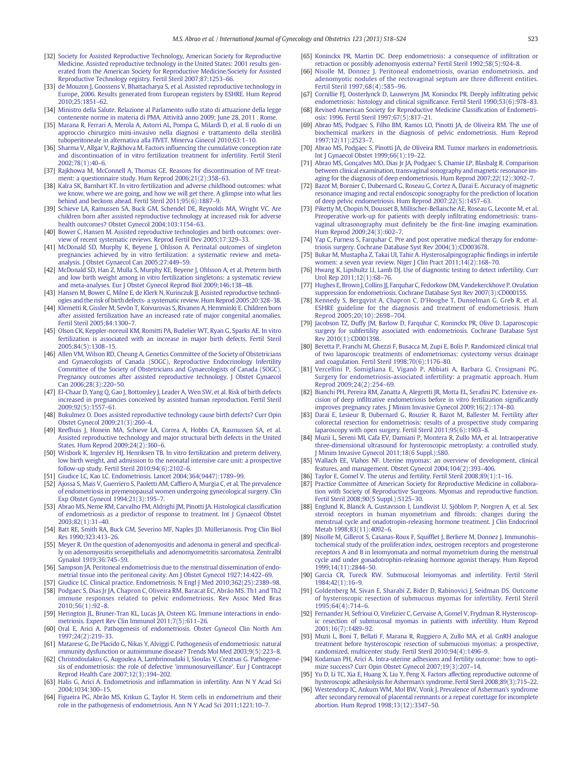[32] Society for Assisted Reproductive Technology, American Society for Reproductive Medicine. Assisted reproductive technology in the United States: 2001 results generated from the American Society for Reproductive Medicine/Society for Assisted Reproductive Technology registry. Fertil Steril 2007;87:1253–66.

[33] de Mouzon J, Goossens V, Bhattacharya S, et al. Assisted reproductive technology in Europe, 2006. Results generated from European registers by ESHRE. Hum Reprod 2010;25:1851–62.

[34] Ministro della Salute. Relazione al Parlamento sullo stato di attuazione della legge contenente norme in materia di PMA. Attività anno 2009; June 28, 2011 . Rome.

[35] Marana R, Ferrari A, Merola A, Astorri AL, Pompa G, Milardi D, et al. Il ruolo di un approccio chirurgico mini-invasivo nella diagnosi e trattamento della sterilità tuboperitoneale in alternativa alla FIVET. Minerva Ginecol 2010;63:1–10.

[36] Sharma V, Allgar V, Rajkhowa M. Factors influencing the cumulative conception rate and discontinuation of in vitro fertilization treatment for infertility. Fertil Steril 2002;78(1):40–6.

[37] Rajkhowa M, McConnell A, Thomas GE. Reasons for discontinuation of IVF treatment: a questionnaire study. Hum Reprod 2006;21(2):358–63.

[38] Kalra SK, Barnhart KT. In vitro fertilization and adverse childhood outcomes: what we know, where we are going, and how we will get there. A glimpse into what lies behind and beckons ahead. Fertil Steril 2011;95(6):1887–9.

[39] Schieve LA, Ramussen SA, Buck GM, Schendel DE, Reynolds MA, Wright VC. Are children born after assisted reproductive technology at increased risk for adverse health outcomes? Obstet Gynecol 2004;103:1154–63.

[40] Bower C, Hansen M. Assisted reproductive technologies and birth outcomes: overview of recent systematic reviews. Reprod Fertil Dev 2005;17:329–33.

[41] McDonald SD, Murphy K, Beyene J, Ohlsson A. Perinatal outcomes of singleton pregnancies achieved by in vitro fertilization: a systematic review and meta-analysis. J Obstet Gynaecol Can 2005;27:449–59.

[42] McDonald SD, Han Z, Mulla S, Murphy KE, Beyene J, Ohlsson A, et al. Preterm birth and low birth weight among in vitro fertilization singletons: a systematic review and meta-analyses. Eur J Obstet Gynecol Reprod Biol 2009;146:138–48.

[43] Hansen M, Bower C, Milne E, de Klerk N, Kurinczuk JJ. Assisted reproductive technologies and the risk of birth defects- a systematic review. Hum Reprod 2005;20:328–38.

[44] Klemetti R, Gissler M, Sevòn T, Koivurovas S, Rivanen A, Hemminki E. Children born after assisted fertilization have an increased rate of major congenital anomalies. Fertil Steril 2005;84:1300–7.

[45] Olson CK, Keppler-noreuil KM, Romitti PA, Budelier WT, Ryan G, Sparks AE. In vitro fertilization is associated with an increase in major birth defects. Fertil Steril 2005;84(5):1308–15.

[46] Allen VM, Wilson RD, Cheung A, Genetics Committee of the Society of Obstetricians and Gynaecologists of Canada (SOGC), Reproductive Endocrinology Infertility Committee of the Society of Obstetricians and Gynaecologists of Canada (SOGC). Pregnancy outcomes after assisted reproductive technology. J Obstet Gynaecol Can 2006;28(3):220–50.

[47] El-Chaar D, Yang Q, Gao J, Bottomley J, Leader A, Wen SW, et al. Risk of birth defects increased in pregnancies conceived by assisted human reproduction. Fertil Steril 2009;92(5):1557–61.

[48] Bukulmez O. Does assisted reproductive technology cause birth defects? Curr Opin Obstet Gynecol 2009;21(3):260–4.

[49] Reefhuis J, Honein MA, Schieve LA, Correa A, Hobbs CA, Rasmussen SA, et al. Assisted reproductive technology and major structural birth defects in the United States. Hum Reprod 2009;24(2):360–6.

[50] Wisbork K, Ingerslev HJ, Henriksen TB. In vitro fertilization and preterm delivery, low birth weight, and admission to the neonatal intensive care unit: a prospective follow-up study. Fertil Steril 2010;94(6):2102–6.

[51] Giudice LC, Kao LC. Endometriosis. Lancet 2004;364(9447):1789–99.

[52] Ajossa S, Mais V, Guerriero S, Paoletti AM, Caffiero A, Murgia C, et al. The prevalence of endometriosis in premenopausal women undergoing gynecological surgery. Clin Exp Obstet Gynecol 1994;21(3):195–7.

[53] Abrao MS, Neme RM, Carvalho FM, Aldrighi JM, Pinotti JA. Histological classification of endometriosis as a predictor of response to treatment. Int J Gynaecol Obstet 2003;82(1):31–40.

[54] Batt RE, Smith RA, Buck GM, Severino MF, Naples JD. Müllerianosis. Prog Clin Biol Res 1990;323:413–26.

[55] Meyer R. On the question of adenomyositis and adenoma in general and specifically on adenomyositis seroepithelialis and adenomyometritis sarcomatosa. Zentralbl Gynakol 1919;36:745–59.

[56] Sampson JA. Peritoneal endometriosis due to the menstrual dissemination of endometrial tissue into the peritoneal cavity. Am J Obstet Gynecol 1927;14:422–69.

[57] Giudice LC. Clinical practice. Endometriosis. N Engl J Med 2010;362(25):2389–98.

[58] Podgaec S, Dias Jr JA, Chapron C, Oliveira RM, Baracat EC, Abrão MS. Th1 and Th2 immune responses related to pelvic endometriosis. Rev Assoc Med Bras 2010;56(1):92–8.

[59] Herington JL, Bruner-Tran KL, Lucas JA, Osteen KG. Immune interactions in endometriosis. Expert Rev Clin Immunol 2011;7(5):611–26.

[60] Oral E, Arici A. Pathogenesis of endometriosis. Obstet Gynecol Clin North Am 1997;24(2):219–33.

[61] Matarese G, De Placido G, Nikas Y, Alviggi C. Pathogenesis of endometriosis: natural immunity dysfunction or autoimmune disease? Trends Mol Med 2003;9(5):223–8.

[62] Christodoulakos G, Augoulea A, Lambrinoudaki I, Sioulas V, Creatsas G. Pathogenesis of endometriosis: the role of defective 'immunosurveillance'. Eur J Contracept Reprod Health Care 2007;12(3):194–202.

[63] Halis G, Arici A. Endometriosis and inflammation in infertility. Ann N Y Acad Sci 2004;1034:300–15.

[64] Figueira PG, Abrão MS, Krikun G, Taylor H. Stem cells in endometrium and their role in the pathogenesis of endometriosis. Ann N Y Acad Sci 2011;1221:10–7.

[65] Koninckx PR, Martin DC. Deep endometriosis: a consequence of infiltration or retraction or possibly adenomyosis externa? Fertil Steril 1992;58(5):924–8.

[66] Nisolle M, Donnez J. Peritoneal endometriosis, ovarian endometriosis, and adenomyotic nodules of the rectovaginal septum are three different entities. Fertil Steril 1997;68(4):585–96.

[67] Cornillie FJ, Oosterlynck D, Lauweryns JM, Koninckx PR. Deeply infiltrating pelvic endometriosis: histology and clinical significance. Fertil Steril 1990;53(6):978–83.

[68] Revised American Society for Reproductive Medicine Classification of Endometriosis: 1996. Fertil Steril 1997;67(5):817–21.

[69] Abrao MS, Podgaec S, Filho BM, Ramos LO, Pinotti JA, de Oliveira RM. The use of biochemical markers in the diagnosis of pelvic endometriosis. Hum Reprod 1997;12(11):2523–7.

[70] Abrao MS, Podgaec S, Pinotti JA, de Oliveira RM. Tumor markers in endometriosis. Int J Gynaecol Obstet 1999;66(1):19–22.

[71] Abrao MS, Gonçalves MO, Dias Jr JA, Podgaec S, Chamie LP, Blasbalg R. Comparison between clinical examination, transvaginal sonography and magnetic resonance imaging for the diagnosis of deep endometriosis. Hum Reprod 2007;22(12):3092–7.

[72] Bazot M, Bornier C, Dubernard G, Roseau G, Cortez A, Daraï E. Accuracy of magnetic resonance imaging and rectal endoscopic sonography for the prediction of location of deep pelvic endometriosis. Hum Reprod 2007;22(5):1457–63.

[73] Piketty M, Chopin N, Dousset B, Millischer-Bellaische AE, Roseau G, Leconte M, et al. Preoperative work-up for patients with deeply infiltrating endometriosis: transvaginal ultrasonography must definitely be the first-line imaging examination. Hum Reprod 2009;24(3):602–7.

[74] Yap C, Furness S, Farquhar C. Pre and post operative medical therapy for endometriosis surgery. Cochrane Database Syst Rev 2004(3):CD003678.

[75] Bukar M, Mustapha Z, Takai UI, Tahir A. Hysterosalpingographic findings in infertile women: a seven year review. Niger J Clin Pract 2011;14(2):168–70.

[76] Hwang K, Lipshultz LI, Lamb DJ. Use of diagnostic testing to detect infertility. Curr Urol Rep 2011;12(1):68–76.

[77] Hughes E, Brown J, Collins JJ, Farquhar C, Fedorkow DM, Vandekerckhove P. Ovulation suppression for endometriosis. Cochrane Database Syst Rev 2007(3):CD000155.

[78] Kennedy S, Bergqvist A, Chapron C, D'Hooghe T, Dunselman G, Greb R, et al. ESHRE guideline for the diagnosis and treatment of endometriosis. Hum Reprod 2005;20(10):2698–704.

[79] Jacobson TZ, Duffy JM, Barlow D, Farquhar C, Koninckx PR, Olive D. Laparoscopic surgery for subfertility associated with endometriosis. Cochrane Database Syst Rev 2010(1):CD001398.

[80] Beretta P, Franchi M, Ghezzi F, Busacca M, Zupi E, Bolis P. Randomized clinical trial of two laparoscopic treatments of endometriomas: cystectomy versus drainage and coagulation. Fertil Steril 1998;70(6):1176–80.

[81] Vercellini P, Somigliana E, Viganò P, Abbiati A, Barbara G, Crosignani PG. Surgery for endometriosis-associated infertility: a pragmatic approach. Hum Reprod 2009;24(2):254–69.

[82] Bianchi PH, Pereira RM, Zanatta A, Alegretti JR, Motta EL, Serafini PC. Extensive excision of deep infiltrative endometriosis before in vitro fertilization significantly improves pregnancy rates. J Minim Invasive Gynecol 2009;16(2):174–80.

[83] Daraï E, Lesieur B, Dubernard G, Rouzier R, Bazot M, Ballester M. Fertility after colorectal resection for endometriosis: results of a prospective study comparing laparoscopy with open surgery. Fertil Steril 2011;95(6):1903–8.

[84] Muzii L, Sereni MI, Cafa EV, Damiani P, Montera R, Zullo MA, et al. Intraoperative three-dimensional ultrasound for hysteroscopic metroplasty: a controlled study. J Minim Invasive Gynecol 2011;18(6 Suppl.):S80.

[85] Wallach EE, Vlahos NF. Uterine myomas: an overview of development, clinical features, and management. Obstet Gynecol 2004;104(2):393–406.

[86] Taylor E, Gomel V. The uterus and fertility. Fertil Steril 2008;89(1):1–16.

[87] Practice Committee of American Society for Reproductive Medicine in collaboration with Society of Reproductive Surgeons. Myomas and reproductive function. Fertil Steril 2008;90(5 Suppl.):S125–30.

[88] Englund K, Blanck A, Gustavsson I, Lundkvist U, Sjöblom P, Norgren A, et al. Sex steroid receptors in human myometrium and fibroids: changes during the menstrual cycle and onadotropin-releasing hormone treatment. J Clin Endocrinol Metab 1998;83(11):4092–6.

[89] Nisolle M, Gillerot S, Casanas-Roux F, Squifflet J, Berliere M, Donnez J. Immunohistochemical study of the proliferation index, oestrogen receptors and progesterone receptors A and B in leiomyomata and normal myometrium during the menstrual cycle and under gonadotrophin-releasing hormone agonist therapy. Hum Reprod 1999;14(11):2844–50.

[90] Garcia CR, Tureck RW. Submucosal leiomyomas and infertility. Fertil Steril 1984;42(1):16–9.

[91] Goldenberg M, Sivan E, Sharabi Z, Bider D, Rabinovici J, Seidman DS. Outcome of hysteroscopic resection of submucous myomas for infertility. Fertil Steril 1995;64(4):714–6.

[92] Fernandez H, Sefrioui O, Virelizier C, Gervaise A, Gomel V, Frydman R. Hysteroscopic resection of submucosal myomas in patients with infertility. Hum Reprod 2001;16(7):1489–92.

[93] Muzii L, Boni T, Bellati F, Marana R, Ruggiero A, Zullo MA, et al. GnRH analogue treatment before hysteroscopic resection of submucous myomas: a prospective, randomized, multicenter study. Fertil Steril 2010;94(4):1496–9.

[94] Kodaman PH, Arici A. Intra-uterine adhesions and fertility outcome: how to optimize success? Curr Opin Obstet Gynecol 2007;19(3):207–14.

[95] Yu D, Li TC, Xia E, Huang X, Liu Y, Peng X. Factors affecting reproductive outcome of hysteroscopic adhesiolysis for Asherman's syndrome. Fertil Steril 2008;89(3):715–22.

[96] Westendorp IC, Ankum WM, Mol BW, Vonk J. Prevalence of Asherman's syndrome after secondary removal of placental remnants or a repeat curettage for incomplete abortion. Hum Reprod 1998;13(12):3347–50.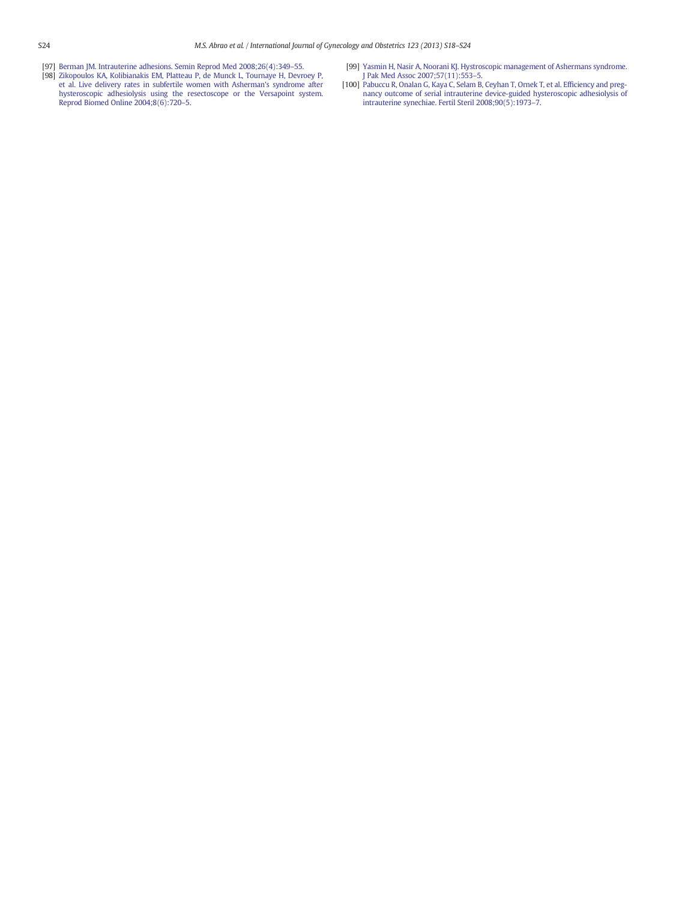[97] Berman JM. Intrauterine adhesions. Semin Reprod Med 2008;26(4):349–55.

[98] Zikopoulos KA, Kolibianakis EM, Platteau P, de Munck L, Tournaye H, Devroey P, et al. Live delivery rates in subfertile women with Asherman's syndrome after hysteroscopic adhesiolysis using the resectoscope or the Versapoint system. Reprod Biomed Online 2004;8(6):720–5.

[99] Yasmin H, Nasir A, Noorani KJ. Hystroscopic management of Ashermans syndrome. J Pak Med Assoc 2007;57(11):553–5.

[100] Pabuccu R, Onalan G, Kaya C, Selam B, Ceyhan T, Ornek T, et al. Efficiency and pregnancy outcome of serial intrauterine device-guided hysteroscopic adhesiolysis of intrauterine synechiae. Fertil Steril 2008;90(5):1973–7.